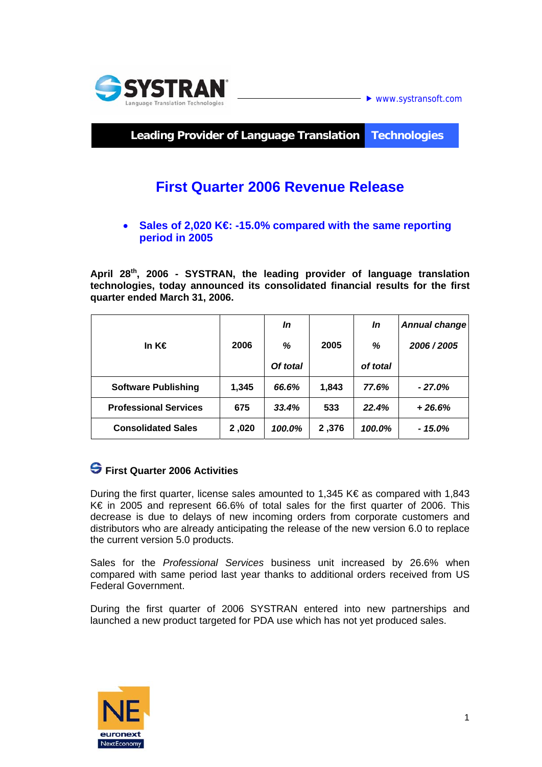SYSTRAN Language Translation Technologies — www.systransoft.com

**Leading Provider of Language Translation Technologies**

# First Quarter 2006 Revenue Release

- **Sales of 2,020 K€: -15.0% compared with the same reporting period in 2005**

**April 28th, 2006 - SYSTRAN, the leading provider of language translation technologies, today announced its consolidated financial results for the first quarter ended March 31, 2006.**

| In K€ | 2006 | *In % Of total* | 2005 | *In % of total* | *Annual change 2006 / 2005* |
|---|---|---|---|---|---|
| **Software Publishing** | **1,345** | ***66.6%*** | **1,843** | ***77.6%*** | ***- 27.0%*** |
| **Professional Services** | **675** | ***33.4%*** | **533** | ***22.4%*** | ***+ 26.6%*** |
| **Consolidated Sales** | **2 ,020** | ***100.0%*** | **2 ,376** | ***100.0%*** | ***- 15.0%*** |

## First Quarter 2006 Activities

During the first quarter, license sales amounted to 1,345 K€ as compared with 1,843 K€ in 2005 and represent 66.6% of total sales for the first quarter of 2006. This decrease is due to delays of new incoming orders from corporate customers and distributors who are already anticipating the release of the new version 6.0 to replace the current version 5.0 products.

Sales for the *Professional Services* business unit increased by 26.6% when compared with same period last year thanks to additional orders received from US Federal Government.

During the first quarter of 2006 SYSTRAN entered into new partnerships and launched a new product targeted for PDA use which has not yet produced sales.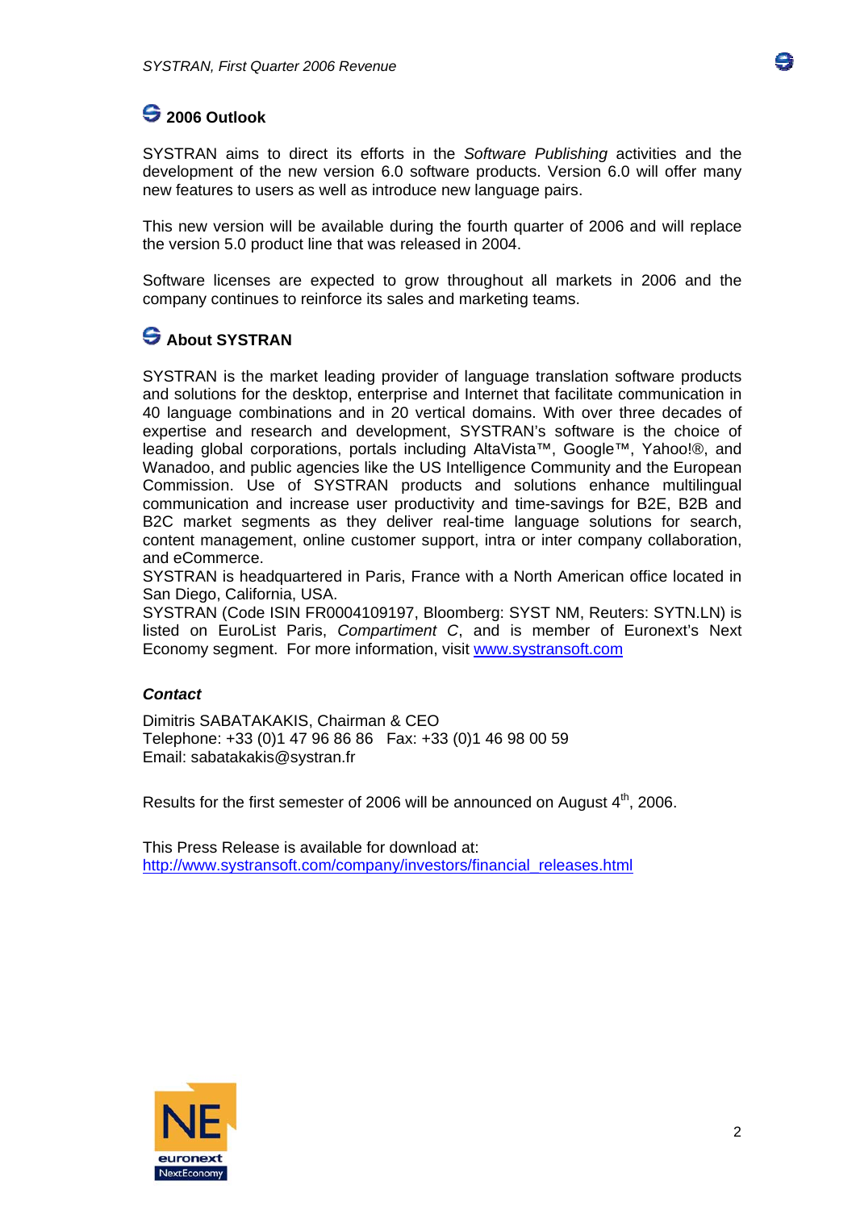## 2006 Outlook

SYSTRAN aims to direct its efforts in the *Software Publishing* activities and the development of the new version 6.0 software products. Version 6.0 will offer many new features to users as well as introduce new language pairs.

This new version will be available during the fourth quarter of 2006 and will replace the version 5.0 product line that was released in 2004.

Software licenses are expected to grow throughout all markets in 2006 and the company continues to reinforce its sales and marketing teams.

## About SYSTRAN

SYSTRAN is the market leading provider of language translation software products and solutions for the desktop, enterprise and Internet that facilitate communication in 40 language combinations and in 20 vertical domains. With over three decades of expertise and research and development, SYSTRAN's software is the choice of leading global corporations, portals including AltaVista™, Google™, Yahoo!®, and Wanadoo, and public agencies like the US Intelligence Community and the European Commission. Use of SYSTRAN products and solutions enhance multilingual communication and increase user productivity and time-savings for B2E, B2B and B2C market segments as they deliver real-time language solutions for search, content management, online customer support, intra or inter company collaboration, and eCommerce.
SYSTRAN is headquartered in Paris, France with a North American office located in San Diego, California, USA.
SYSTRAN (Code ISIN FR0004109197, Bloomberg: SYST NM, Reuters: SYTN.LN) is listed on EuroList Paris, *Compartiment C*, and is member of Euronext's Next Economy segment. For more information, visit www.systransoft.com

***Contact***

Dimitris SABATAKAKIS, Chairman & CEO
Telephone: +33 (0)1 47 96 86 86 Fax: +33 (0)1 46 98 00 59
Email: sabatakakis@systran.fr

Results for the first semester of 2006 will be announced on August 4th, 2006.

This Press Release is available for download at:
http://www.systransoft.com/company/investors/financial_releases.html